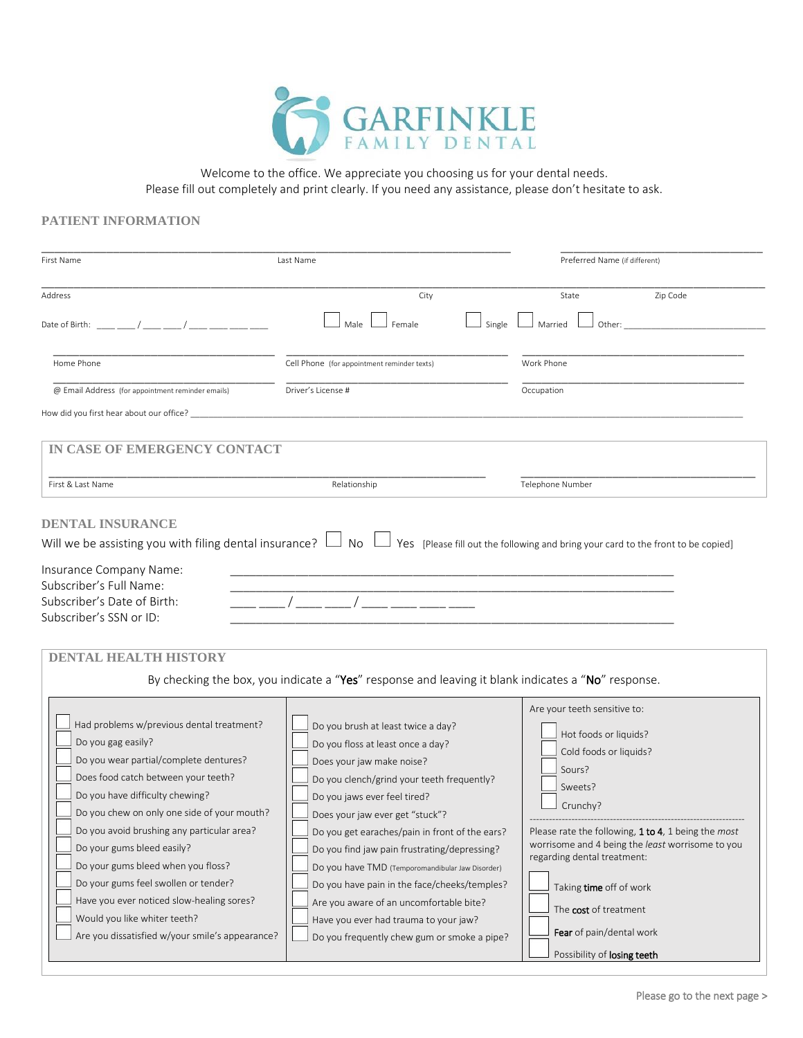# GARFINKLE FAMILY DENTAL

Welcome to the office. We appreciate you choosing us for your dental needs.
Please fill out completely and print clearly. If you need any assistance, please don't hesitate to ask.

## PATIENT INFORMATION

First Name ____________ Last Name ____________ Preferred Name (if different) ____________

Address ____________ City ____________ State ____________ Zip Code ____________

Date of Birth: ___ ___ / ___ ___ / ___ ___ ___ ___ ☐ Male ☐ Female ☐ Single ☐ Married ☐ Other: ____________

Home Phone ____________ Cell Phone (for appointment reminder texts) ____________ Work Phone ____________

@ Email Address (for appointment reminder emails) ____________ Driver's License # ____________ Occupation ____________

How did you first hear about our office? ____________

## IN CASE OF EMERGENCY CONTACT

First & Last Name ____________ Relationship ____________ Telephone Number ____________

## DENTAL INSURANCE

Will we be assisting you with filing dental insurance? ☐ No ☐ Yes [Please fill out the following and bring your card to the front to be copied]

Insurance Company Name: ____________
Subscriber's Full Name: ____________
Subscriber's Date of Birth: ___ ___ / ___ ___ / ___ ___ ___ ___
Subscriber's SSN or ID: ____________

## DENTAL HEALTH HISTORY

By checking the box, you indicate a "**Yes**" response and leaving it blank indicates a "**No**" response.

- ☐ Had problems w/previous dental treatment?
- ☐ Do you gag easily?
- ☐ Do you wear partial/complete dentures?
- ☐ Does food catch between your teeth?
- ☐ Do you have difficulty chewing?
- ☐ Do you chew on only one side of your mouth?
- ☐ Do you avoid brushing any particular area?
- ☐ Do your gums bleed easily?
- ☐ Do your gums bleed when you floss?
- ☐ Do your gums feel swollen or tender?
- ☐ Have you ever noticed slow-healing sores?
- ☐ Would you like whiter teeth?
- ☐ Are you dissatisfied w/your smile's appearance?

- ☐ Do you brush at least twice a day?
- ☐ Do you floss at least once a day?
- ☐ Does your jaw make noise?
- ☐ Do you clench/grind your teeth frequently?
- ☐ Do you jaws ever feel tired?
- ☐ Does your jaw ever get "stuck"?
- ☐ Do you get earaches/pain in front of the ears?
- ☐ Do you find jaw pain frustrating/depressing?
- ☐ Do you have TMD (Temporomandibular Jaw Disorder)
- ☐ Do you have pain in the face/cheeks/temples?
- ☐ Are you aware of an uncomfortable bite?
- ☐ Have you ever had trauma to your jaw?
- ☐ Do you frequently chew gum or smoke a pipe?

Are your teeth sensitive to:

- ☐ Hot foods or liquids?
- ☐ Cold foods or liquids?
- ☐ Sours?
- ☐ Sweets?
- ☐ Crunchy?

Please rate the following, **1 to 4**, 1 being the *most* worrisome and 4 being the *least* worrisome to you regarding dental treatment:

- ☐ Taking **time** off of work
- ☐ The **cost** of treatment
- ☐ **Fear** of pain/dental work
- ☐ Possibility of **losing teeth**

Please go to the next page >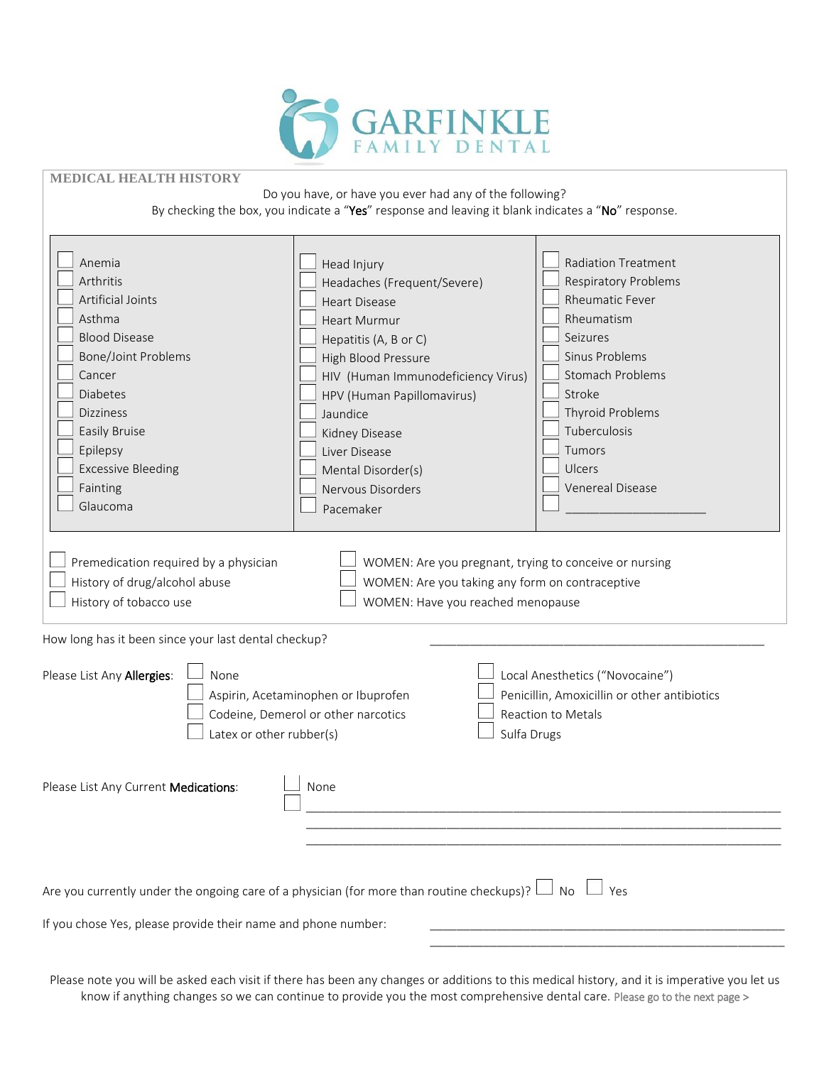# GARFINKLE FAMILY DENTAL

## MEDICAL HEALTH HISTORY

Do you have, or have you ever had any of the following?
By checking the box, you indicate a "**Yes**" response and leaving it blank indicates a "**No**" response.

| | | |
|---|---|---|
| ☐ Anemia | ☐ Head Injury | ☐ Radiation Treatment |
| ☐ Arthritis | ☐ Headaches (Frequent/Severe) | ☐ Respiratory Problems |
| ☐ Artificial Joints | ☐ Heart Disease | ☐ Rheumatic Fever |
| ☐ Asthma | ☐ Heart Murmur | ☐ Rheumatism |
| ☐ Blood Disease | ☐ Hepatitis (A, B or C) | ☐ Seizures |
| ☐ Bone/Joint Problems | ☐ High Blood Pressure | ☐ Sinus Problems |
| ☐ Cancer | ☐ HIV (Human Immunodeficiency Virus) | ☐ Stomach Problems |
| ☐ Diabetes | ☐ HPV (Human Papillomavirus) | ☐ Stroke |
| ☐ Dizziness | ☐ Jaundice | ☐ Thyroid Problems |
| ☐ Easily Bruise | ☐ Kidney Disease | ☐ Tuberculosis |
| ☐ Epilepsy | ☐ Liver Disease | ☐ Tumors |
| ☐ Excessive Bleeding | ☐ Mental Disorder(s) | ☐ Ulcers |
| ☐ Fainting | ☐ Nervous Disorders | ☐ Venereal Disease |
| ☐ Glaucoma | ☐ Pacemaker | ☐ ____________________ |

- ☐ Premedication required by a physician
- ☐ History of drug/alcohol abuse
- ☐ History of tobacco use
- ☐ WOMEN: Are you pregnant, trying to conceive or nursing
- ☐ WOMEN: Are you taking any form on contraceptive
- ☐ WOMEN: Have you reached menopause

How long has it been since your last dental checkup? ________________________________________________

Please List Any **Allergies**:

- ☐ None
- ☐ Aspirin, Acetaminophen or Ibuprofen
- ☐ Codeine, Demerol or other narcotics
- ☐ Latex or other rubber(s)
- ☐ Local Anesthetics ("Novocaine")
- ☐ Penicillin, Amoxicillin or other antibiotics
- ☐ Reaction to Metals
- ☐ Sulfa Drugs

Please List Any Current **Medications**:

- ☐ None
- ☐ ____________________________________________________________________

____________________________________________________________________

____________________________________________________________________

Are you currently under the ongoing care of a physician (for more than routine checkups)? ☐ No ☐ Yes

If you chose Yes, please provide their name and phone number: ________________________________________________

________________________________________________

Please note you will be asked each visit if there has been any changes or additions to this medical history, and it is imperative you let us know if anything changes so we can continue to provide you the most comprehensive dental care. Please go to the next page >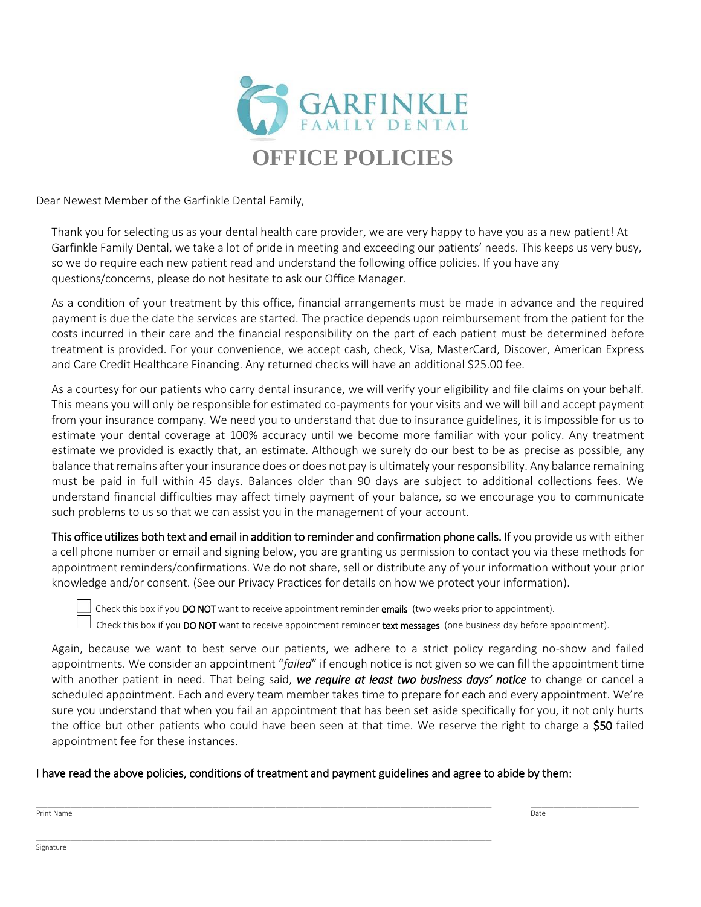# GARFINKLE FAMILY DENTAL

# OFFICE POLICIES

Dear Newest Member of the Garfinkle Dental Family,

Thank you for selecting us as your dental health care provider, we are very happy to have you as a new patient! At Garfinkle Family Dental, we take a lot of pride in meeting and exceeding our patients' needs. This keeps us very busy, so we do require each new patient read and understand the following office policies. If you have any questions/concerns, please do not hesitate to ask our Office Manager.

As a condition of your treatment by this office, financial arrangements must be made in advance and the required payment is due the date the services are started. The practice depends upon reimbursement from the patient for the costs incurred in their care and the financial responsibility on the part of each patient must be determined before treatment is provided. For your convenience, we accept cash, check, Visa, MasterCard, Discover, American Express and Care Credit Healthcare Financing. Any returned checks will have an additional $25.00 fee.

As a courtesy for our patients who carry dental insurance, we will verify your eligibility and file claims on your behalf. This means you will only be responsible for estimated co-payments for your visits and we will bill and accept payment from your insurance company. We need you to understand that due to insurance guidelines, it is impossible for us to estimate your dental coverage at 100% accuracy until we become more familiar with your policy. Any treatment estimate we provided is exactly that, an estimate. Although we surely do our best to be as precise as possible, any balance that remains after your insurance does or does not pay is ultimately your responsibility. Any balance remaining must be paid in full within 45 days. Balances older than 90 days are subject to additional collections fees. We understand financial difficulties may affect timely payment of your balance, so we encourage you to communicate such problems to us so that we can assist you in the management of your account.

**This office utilizes both text and email in addition to reminder and confirmation phone calls.** If you provide us with either a cell phone number or email and signing below, you are granting us permission to contact you via these methods for appointment reminders/confirmations. We do not share, sell or distribute any of your information without your prior knowledge and/or consent. (See our Privacy Practices for details on how we protect your information).

- ☐ Check this box if you **DO NOT** want to receive appointment reminder **emails** (two weeks prior to appointment).
- ☐ Check this box if you **DO NOT** want to receive appointment reminder **text messages** (one business day before appointment).

Again, because we want to best serve our patients, we adhere to a strict policy regarding no-show and failed appointments. We consider an appointment "*failed*" if enough notice is not given so we can fill the appointment time with another patient in need. That being said, ***we require at least two business days' notice*** to change or cancel a scheduled appointment. Each and every team member takes time to prepare for each and every appointment. We're sure you understand that when you fail an appointment that has been set aside specifically for you, it not only hurts the office but other patients who could have been seen at that time. We reserve the right to charge a **$50** failed appointment fee for these instances.

**I have read the above policies, conditions of treatment and payment guidelines and agree to abide by them:**

______________________________________________ ____________________
Print Name Date

______________________________________________
Signature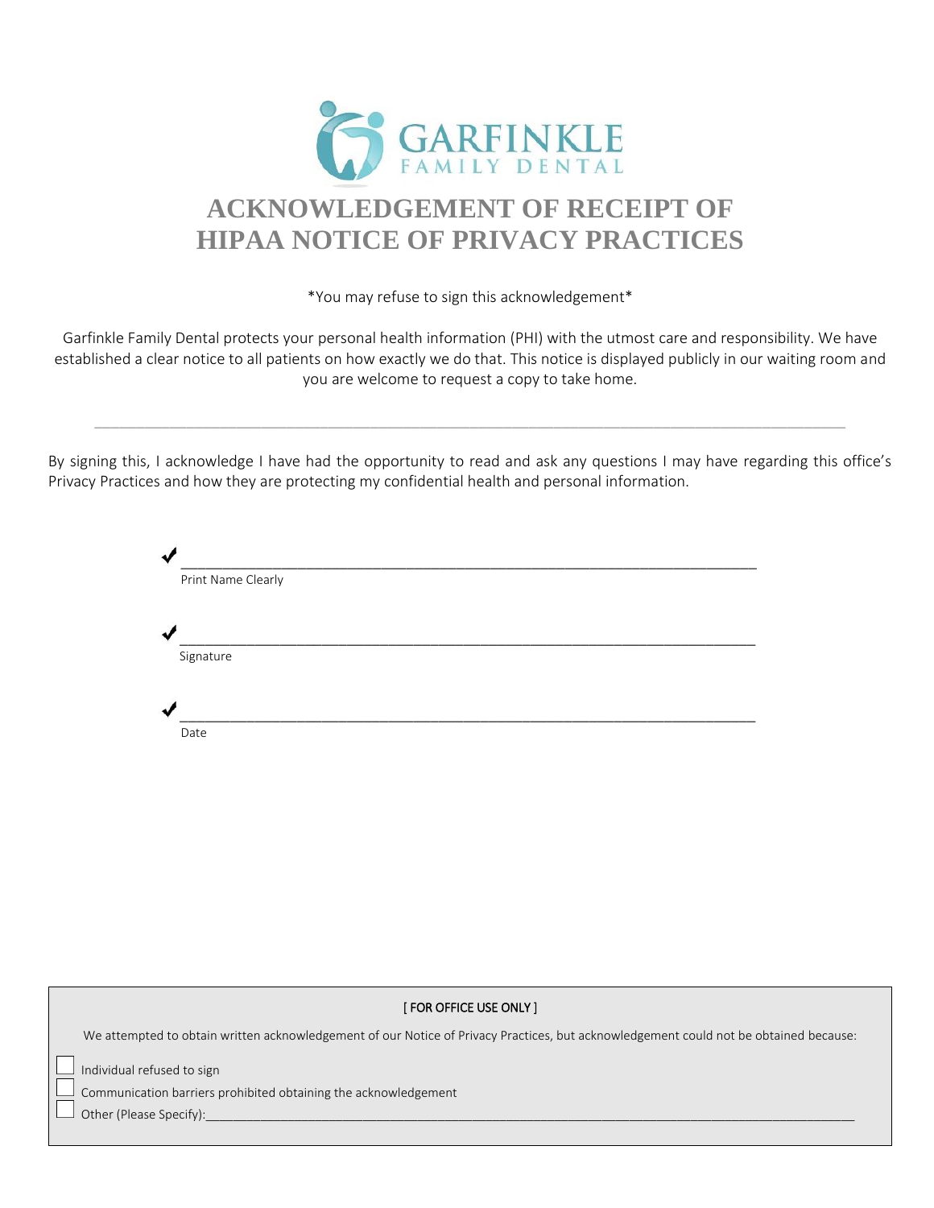GARFINKLE

FAMILY DENTAL

# ACKNOWLEDGEMENT OF RECEIPT OF HIPAA NOTICE OF PRIVACY PRACTICES

*You may refuse to sign this acknowledgement*

Garfinkle Family Dental protects your personal health information (PHI) with the utmost care and responsibility. We have established a clear notice to all patients on how exactly we do that. This notice is displayed publicly in our waiting room and you are welcome to request a copy to take home.

---

By signing this, I acknowledge I have had the opportunity to read and ask any questions I may have regarding this office's Privacy Practices and how they are protecting my confidential health and personal information.

✔ ______________________________________________
Print Name Clearly

✔ ______________________________________________
Signature

✔ ______________________________________________
Date

[ FOR OFFICE USE ONLY ]

We attempted to obtain written acknowledgement of our Notice of Privacy Practices, but acknowledgement could not be obtained because:

- ☐ Individual refused to sign
- ☐ Communication barriers prohibited obtaining the acknowledgement
- ☐ Other (Please Specify):______________________________________________